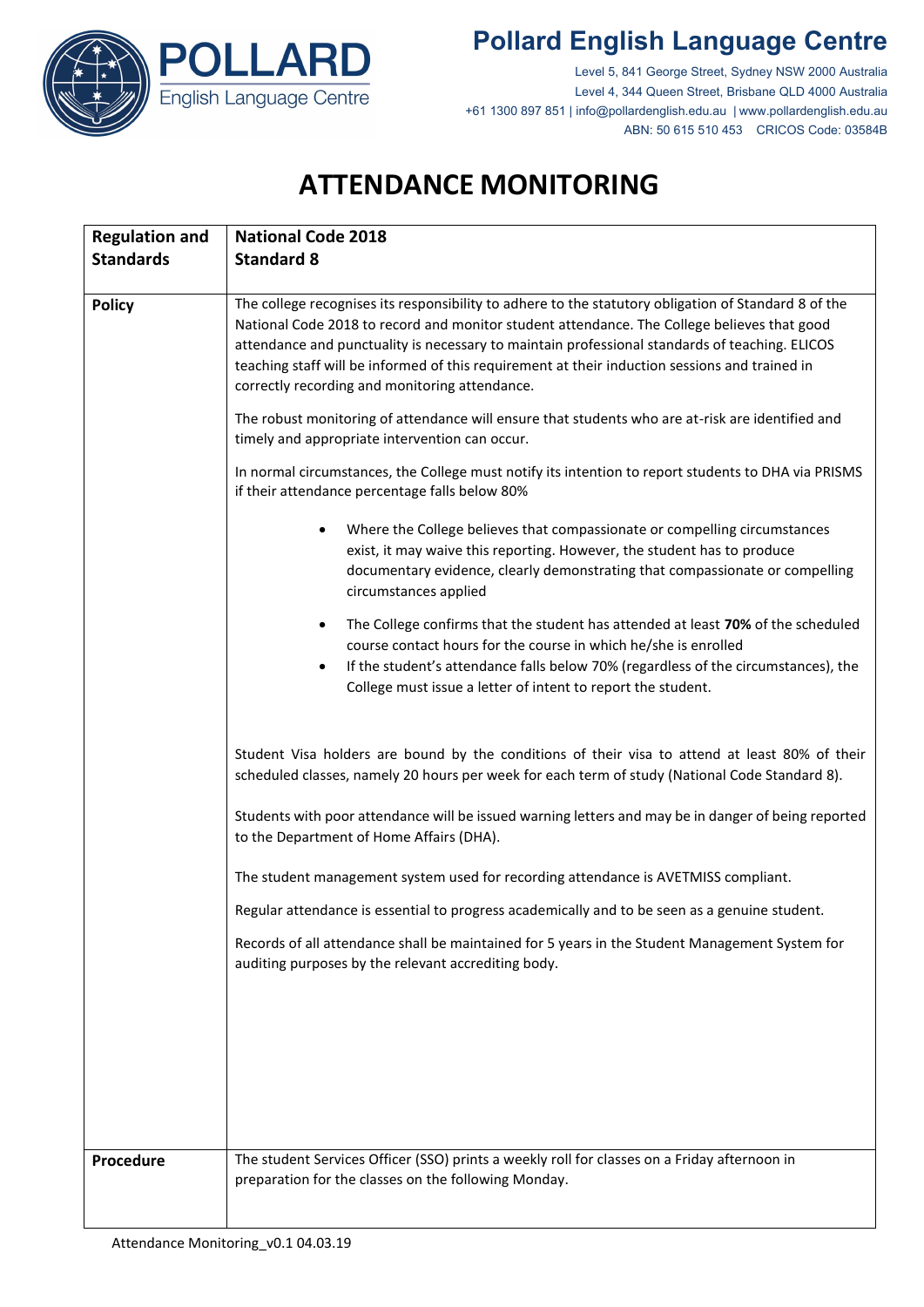# Pollard English Language Centre

Level 5, 841 George Street, Sydney NSW 2000 Australia
Level 4, 344 Queen Street, Brisbane QLD 4000 Australia
+61 1300 897 851 | info@pollardenglish.edu.au | www.pollardenglish.edu.au
ABN: 50 615 510 453 CRICOS Code: 03584B

# ATTENDANCE MONITORING

| **Regulation and Standards** | **National Code 2018**<br>**Standard 8** |
|---|---|
| **Policy** | The college recognises its responsibility to adhere to the statutory obligation of Standard 8 of the National Code 2018 to record and monitor student attendance. The College believes that good attendance and punctuality is necessary to maintain professional standards of teaching. ELICOS teaching staff will be informed of this requirement at their induction sessions and trained in correctly recording and monitoring attendance.<br><br>The robust monitoring of attendance will ensure that students who are at-risk are identified and timely and appropriate intervention can occur.<br><br>In normal circumstances, the College must notify its intention to report students to DHA via PRISMS if their attendance percentage falls below 80%<br><br>• Where the College believes that compassionate or compelling circumstances exist, it may waive this reporting. However, the student has to produce documentary evidence, clearly demonstrating that compassionate or compelling circumstances applied<br><br>• The College confirms that the student has attended at least **70%** of the scheduled course contact hours for the course in which he/she is enrolled<br>• If the student's attendance falls below 70% (regardless of the circumstances), the College must issue a letter of intent to report the student.<br><br>Student Visa holders are bound by the conditions of their visa to attend at least 80% of their scheduled classes, namely 20 hours per week for each term of study (National Code Standard 8).<br><br>Students with poor attendance will be issued warning letters and may be in danger of being reported to the Department of Home Affairs (DHA).<br><br>The student management system used for recording attendance is AVETMISS compliant.<br><br>Regular attendance is essential to progress academically and to be seen as a genuine student.<br><br>Records of all attendance shall be maintained for 5 years in the Student Management System for auditing purposes by the relevant accrediting body. |
| **Procedure** | The student Services Officer (SSO) prints a weekly roll for classes on a Friday afternoon in preparation for the classes on the following Monday. |

Attendance Monitoring_v0.1 04.03.19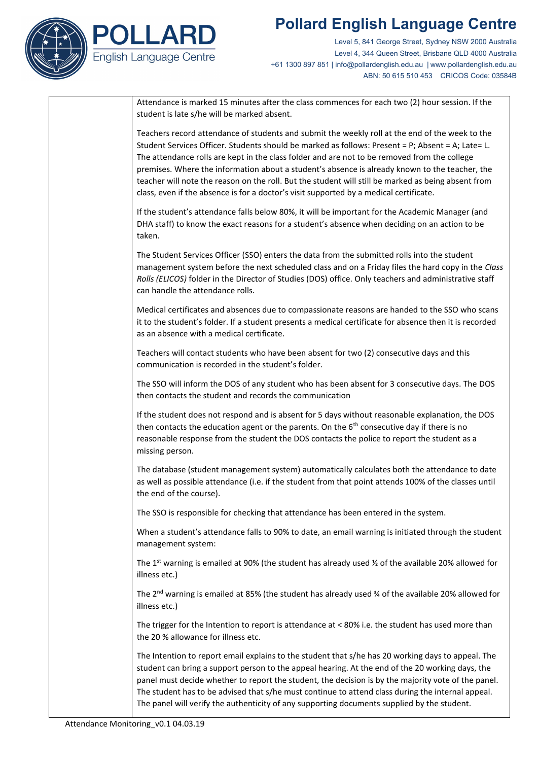Attendance is marked 15 minutes after the class commences for each two (2) hour session. If the student is late s/he will be marked absent.

Teachers record attendance of students and submit the weekly roll at the end of the week to the Student Services Officer. Students should be marked as follows: Present = P; Absent = A; Late= L. The attendance rolls are kept in the class folder and are not to be removed from the college premises. Where the information about a student's absence is already known to the teacher, the teacher will note the reason on the roll. But the student will still be marked as being absent from class, even if the absence is for a doctor's visit supported by a medical certificate.

If the student's attendance falls below 80%, it will be important for the Academic Manager (and DHA staff) to know the exact reasons for a student's absence when deciding on an action to be taken.

The Student Services Officer (SSO) enters the data from the submitted rolls into the student management system before the next scheduled class and on a Friday files the hard copy in the *Class Rolls (ELICOS)* folder in the Director of Studies (DOS) office. Only teachers and administrative staff can handle the attendance rolls.

Medical certificates and absences due to compassionate reasons are handed to the SSO who scans it to the student's folder. If a student presents a medical certificate for absence then it is recorded as an absence with a medical certificate.

Teachers will contact students who have been absent for two (2) consecutive days and this communication is recorded in the student's folder.

The SSO will inform the DOS of any student who has been absent for 3 consecutive days. The DOS then contacts the student and records the communication

If the student does not respond and is absent for 5 days without reasonable explanation, the DOS then contacts the education agent or the parents. On the 6th consecutive day if there is no reasonable response from the student the DOS contacts the police to report the student as a missing person.

The database (student management system) automatically calculates both the attendance to date as well as possible attendance (i.e. if the student from that point attends 100% of the classes until the end of the course).

The SSO is responsible for checking that attendance has been entered in the system.

When a student's attendance falls to 90% to date, an email warning is initiated through the student management system:

The 1st warning is emailed at 90% (the student has already used ½ of the available 20% allowed for illness etc.)

The 2nd warning is emailed at 85% (the student has already used ¾ of the available 20% allowed for illness etc.)

The trigger for the Intention to report is attendance at < 80% i.e. the student has used more than the 20 % allowance for illness etc.

The Intention to report email explains to the student that s/he has 20 working days to appeal. The student can bring a support person to the appeal hearing. At the end of the 20 working days, the panel must decide whether to report the student, the decision is by the majority vote of the panel. The student has to be advised that s/he must continue to attend class during the internal appeal. The panel will verify the authenticity of any supporting documents supplied by the student.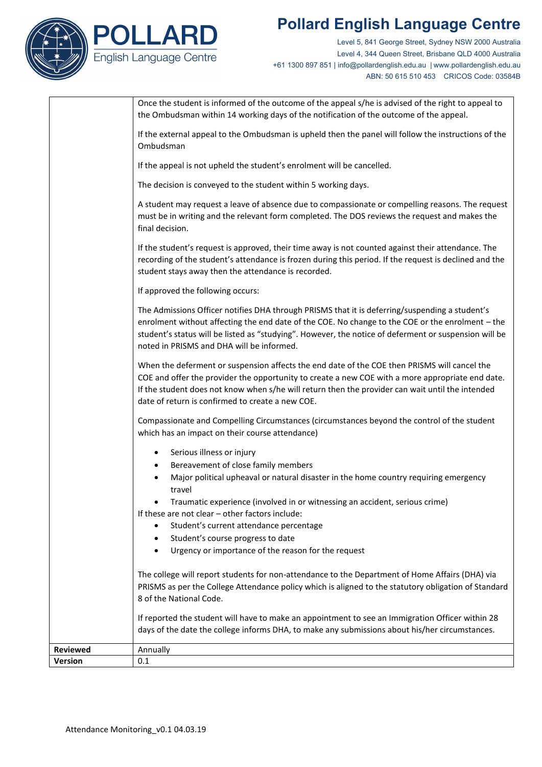| | |
|---|---|
| | Once the student is informed of the outcome of the appeal s/he is advised of the right to appeal to the Ombudsman within 14 working days of the notification of the outcome of the appeal.<br><br>If the external appeal to the Ombudsman is upheld then the panel will follow the instructions of the Ombudsman<br><br>If the appeal is not upheld the student's enrolment will be cancelled.<br><br>The decision is conveyed to the student within 5 working days.<br><br>A student may request a leave of absence due to compassionate or compelling reasons. The request must be in writing and the relevant form completed. The DOS reviews the request and makes the final decision.<br><br>If the student's request is approved, their time away is not counted against their attendance. The recording of the student's attendance is frozen during this period. If the request is declined and the student stays away then the attendance is recorded.<br><br>If approved the following occurs:<br><br>The Admissions Officer notifies DHA through PRISMS that it is deferring/suspending a student's enrolment without affecting the end date of the COE. No change to the COE or the enrolment – the student's status will be listed as "studying". However, the notice of deferment or suspension will be noted in PRISMS and DHA will be informed.<br><br>When the deferment or suspension affects the end date of the COE then PRISMS will cancel the COE and offer the provider the opportunity to create a new COE with a more appropriate end date. If the student does not know when s/he will return then the provider can wait until the intended date of return is confirmed to create a new COE.<br><br>Compassionate and Compelling Circumstances (circumstances beyond the control of the student which has an impact on their course attendance)<br><br>• Serious illness or injury<br>• Bereavement of close family members<br>• Major political upheaval or natural disaster in the home country requiring emergency travel<br>• Traumatic experience (involved in or witnessing an accident, serious crime)<br><br>If these are not clear – other factors include:<br><br>• Student's current attendance percentage<br>• Student's course progress to date<br>• Urgency or importance of the reason for the request<br><br>The college will report students for non-attendance to the Department of Home Affairs (DHA) via PRISMS as per the College Attendance policy which is aligned to the statutory obligation of Standard 8 of the National Code.<br><br>If reported the student will have to make an appointment to see an Immigration Officer within 28 days of the date the college informs DHA, to make any submissions about his/her circumstances. |
| **Reviewed** | Annually |
| **Version** | 0.1 |